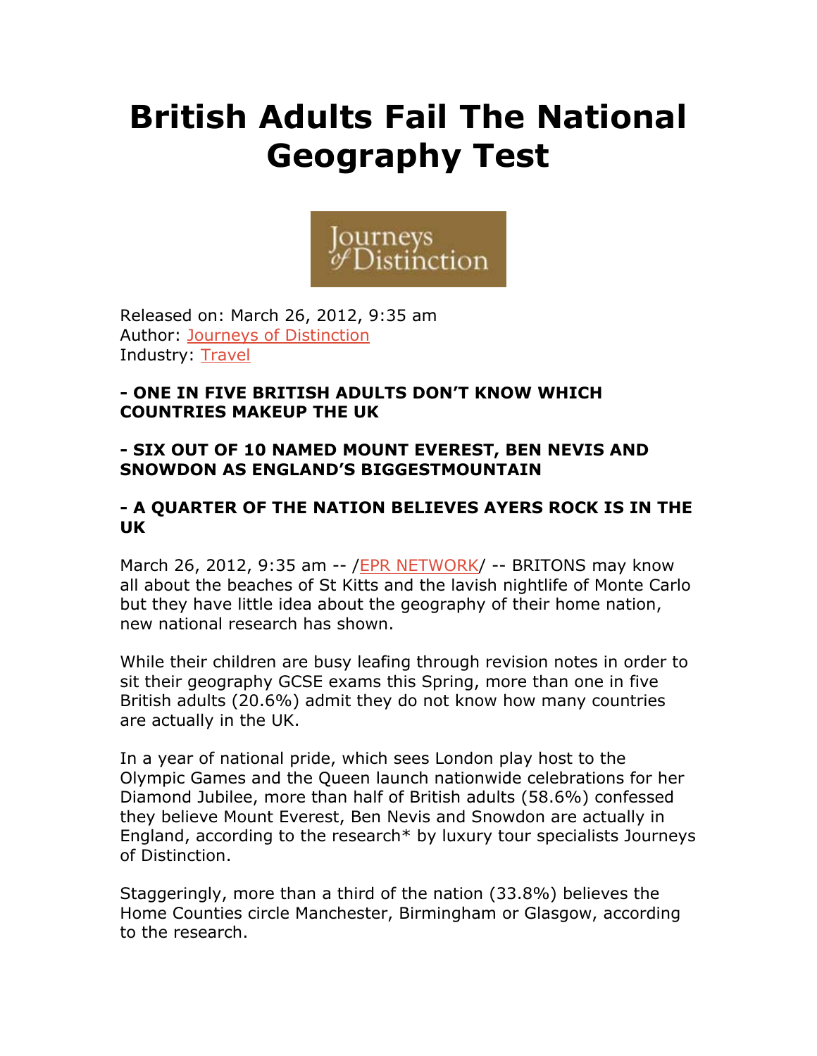# British Adults Fail The National Geography Test

Released on: March 26, 2012, 9:35 am
Author: Journeys of Distinction
Industry: Travel

**- ONE IN FIVE BRITISH ADULTS DON'T KNOW WHICH COUNTRIES MAKEUP THE UK**

**- SIX OUT OF 10 NAMED MOUNT EVEREST, BEN NEVIS AND SNOWDON AS ENGLAND'S BIGGESTMOUNTAIN**

**- A QUARTER OF THE NATION BELIEVES AYERS ROCK IS IN THE UK**

March 26, 2012, 9:35 am -- /EPR NETWORK/ -- BRITONS may know all about the beaches of St Kitts and the lavish nightlife of Monte Carlo but they have little idea about the geography of their home nation, new national research has shown.

While their children are busy leafing through revision notes in order to sit their geography GCSE exams this Spring, more than one in five British adults (20.6%) admit they do not know how many countries are actually in the UK.

In a year of national pride, which sees London play host to the Olympic Games and the Queen launch nationwide celebrations for her Diamond Jubilee, more than half of British adults (58.6%) confessed they believe Mount Everest, Ben Nevis and Snowdon are actually in England, according to the research* by luxury tour specialists Journeys of Distinction.

Staggeringly, more than a third of the nation (33.8%) believes the Home Counties circle Manchester, Birmingham or Glasgow, according to the research.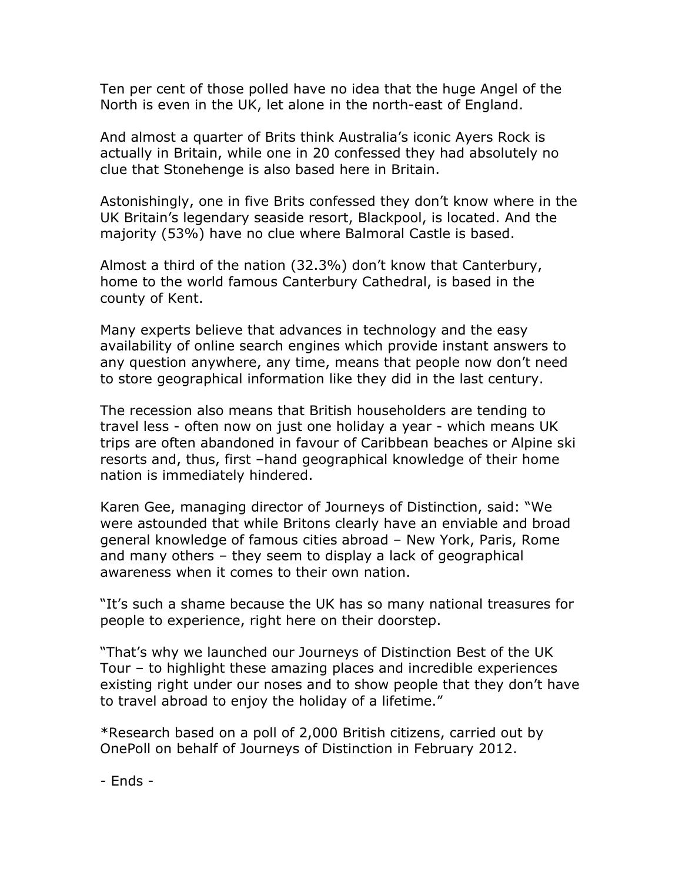Ten per cent of those polled have no idea that the huge Angel of the North is even in the UK, let alone in the north-east of England.

And almost a quarter of Brits think Australia's iconic Ayers Rock is actually in Britain, while one in 20 confessed they had absolutely no clue that Stonehenge is also based here in Britain.

Astonishingly, one in five Brits confessed they don't know where in the UK Britain's legendary seaside resort, Blackpool, is located. And the majority (53%) have no clue where Balmoral Castle is based.

Almost a third of the nation (32.3%) don't know that Canterbury, home to the world famous Canterbury Cathedral, is based in the county of Kent.

Many experts believe that advances in technology and the easy availability of online search engines which provide instant answers to any question anywhere, any time, means that people now don't need to store geographical information like they did in the last century.

The recession also means that British householders are tending to travel less - often now on just one holiday a year - which means UK trips are often abandoned in favour of Caribbean beaches or Alpine ski resorts and, thus, first –hand geographical knowledge of their home nation is immediately hindered.

Karen Gee, managing director of Journeys of Distinction, said: "We were astounded that while Britons clearly have an enviable and broad general knowledge of famous cities abroad – New York, Paris, Rome and many others – they seem to display a lack of geographical awareness when it comes to their own nation.

"It's such a shame because the UK has so many national treasures for people to experience, right here on their doorstep.

"That's why we launched our Journeys of Distinction Best of the UK Tour – to highlight these amazing places and incredible experiences existing right under our noses and to show people that they don't have to travel abroad to enjoy the holiday of a lifetime."

*Research based on a poll of 2,000 British citizens, carried out by OnePoll on behalf of Journeys of Distinction in February 2012.

- Ends -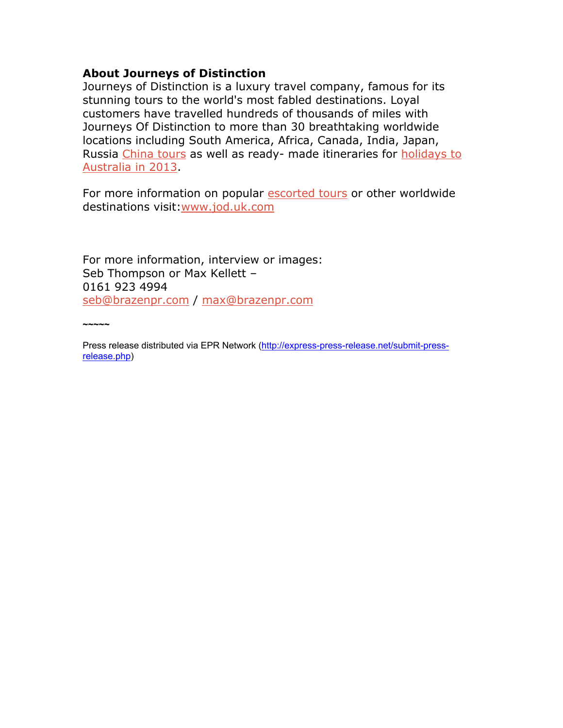**About Journeys of Distinction**
Journeys of Distinction is a luxury travel company, famous for its stunning tours to the world's most fabled destinations. Loyal customers have travelled hundreds of thousands of miles with Journeys Of Distinction to more than 30 breathtaking worldwide locations including South America, Africa, Canada, India, Japan, Russia China tours as well as ready- made itineraries for holidays to Australia in 2013.

For more information on popular escorted tours or other worldwide destinations visit:www.jod.uk.com

For more information, interview or images:
Seb Thompson or Max Kellett –
0161 923 4994
seb@brazenpr.com / max@brazenpr.com

~~~~~

Press release distributed via EPR Network (http://express-press-release.net/submit-press-release.php)